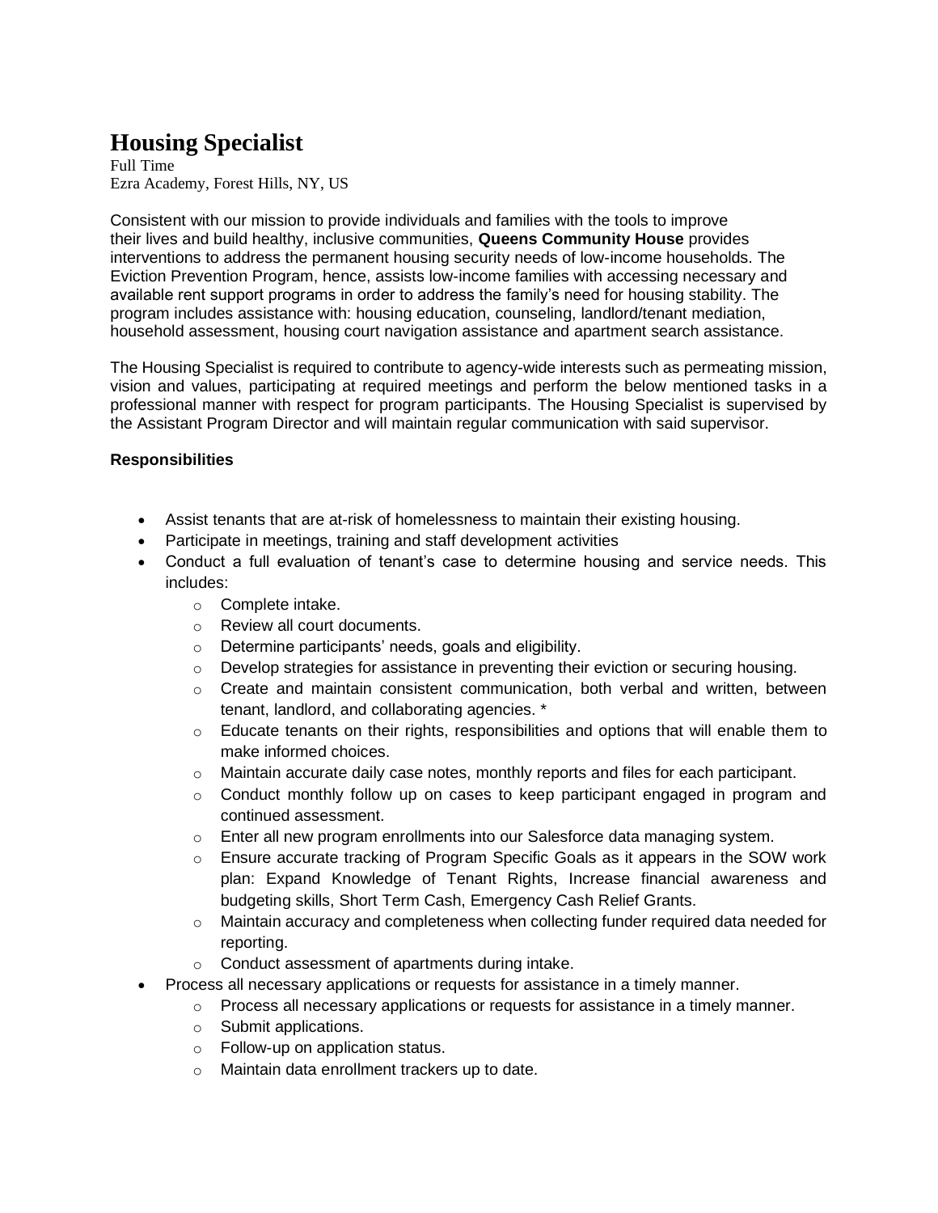# Housing Specialist

Full Time
Ezra Academy, Forest Hills, NY, US

Consistent with our mission to provide individuals and families with the tools to improve their lives and build healthy, inclusive communities, **Queens Community House** provides interventions to address the permanent housing security needs of low-income households. The Eviction Prevention Program, hence, assists low-income families with accessing necessary and available rent support programs in order to address the family's need for housing stability. The program includes assistance with: housing education, counseling, landlord/tenant mediation, household assessment, housing court navigation assistance and apartment search assistance.

The Housing Specialist is required to contribute to agency-wide interests such as permeating mission, vision and values, participating at required meetings and perform the below mentioned tasks in a professional manner with respect for program participants. The Housing Specialist is supervised by the Assistant Program Director and will maintain regular communication with said supervisor.

**Responsibilities**

- Assist tenants that are at-risk of homelessness to maintain their existing housing.
- Participate in meetings, training and staff development activities
- Conduct a full evaluation of tenant's case to determine housing and service needs. This includes:
    - Complete intake.
    - Review all court documents.
    - Determine participants' needs, goals and eligibility.
    - Develop strategies for assistance in preventing their eviction or securing housing.
    - Create and maintain consistent communication, both verbal and written, between tenant, landlord, and collaborating agencies. *
    - Educate tenants on their rights, responsibilities and options that will enable them to make informed choices.
    - Maintain accurate daily case notes, monthly reports and files for each participant.
    - Conduct monthly follow up on cases to keep participant engaged in program and continued assessment.
    - Enter all new program enrollments into our Salesforce data managing system.
    - Ensure accurate tracking of Program Specific Goals as it appears in the SOW work plan: Expand Knowledge of Tenant Rights, Increase financial awareness and budgeting skills, Short Term Cash, Emergency Cash Relief Grants.
    - Maintain accuracy and completeness when collecting funder required data needed for reporting.
    - Conduct assessment of apartments during intake.
- Process all necessary applications or requests for assistance in a timely manner.
    - Process all necessary applications or requests for assistance in a timely manner.
    - Submit applications.
    - Follow-up on application status.
    - Maintain data enrollment trackers up to date.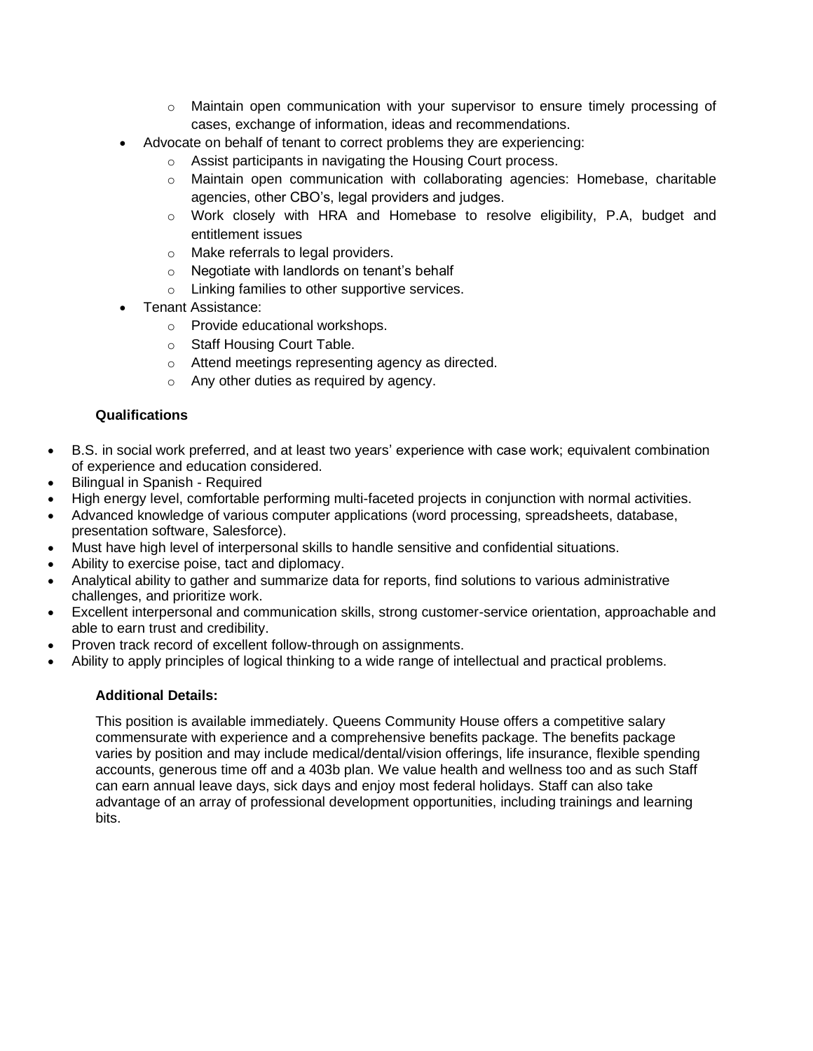- Maintain open communication with your supervisor to ensure timely processing of cases, exchange of information, ideas and recommendations.
- Advocate on behalf of tenant to correct problems they are experiencing:
  - Assist participants in navigating the Housing Court process.
  - Maintain open communication with collaborating agencies: Homebase, charitable agencies, other CBO's, legal providers and judges.
  - Work closely with HRA and Homebase to resolve eligibility, P.A, budget and entitlement issues
  - Make referrals to legal providers.
  - Negotiate with landlords on tenant's behalf
  - Linking families to other supportive services.
- Tenant Assistance:
  - Provide educational workshops.
  - Staff Housing Court Table.
  - Attend meetings representing agency as directed.
  - Any other duties as required by agency.

**Qualifications**

- B.S. in social work preferred, and at least two years' experience with case work; equivalent combination of experience and education considered.
- Bilingual in Spanish - Required
- High energy level, comfortable performing multi-faceted projects in conjunction with normal activities.
- Advanced knowledge of various computer applications (word processing, spreadsheets, database, presentation software, Salesforce).
- Must have high level of interpersonal skills to handle sensitive and confidential situations.
- Ability to exercise poise, tact and diplomacy.
- Analytical ability to gather and summarize data for reports, find solutions to various administrative challenges, and prioritize work.
- Excellent interpersonal and communication skills, strong customer-service orientation, approachable and able to earn trust and credibility.
- Proven track record of excellent follow-through on assignments.
- Ability to apply principles of logical thinking to a wide range of intellectual and practical problems.

**Additional Details:**

This position is available immediately. Queens Community House offers a competitive salary commensurate with experience and a comprehensive benefits package. The benefits package varies by position and may include medical/dental/vision offerings, life insurance, flexible spending accounts, generous time off and a 403b plan. We value health and wellness too and as such Staff can earn annual leave days, sick days and enjoy most federal holidays. Staff can also take advantage of an array of professional development opportunities, including trainings and learning bits.